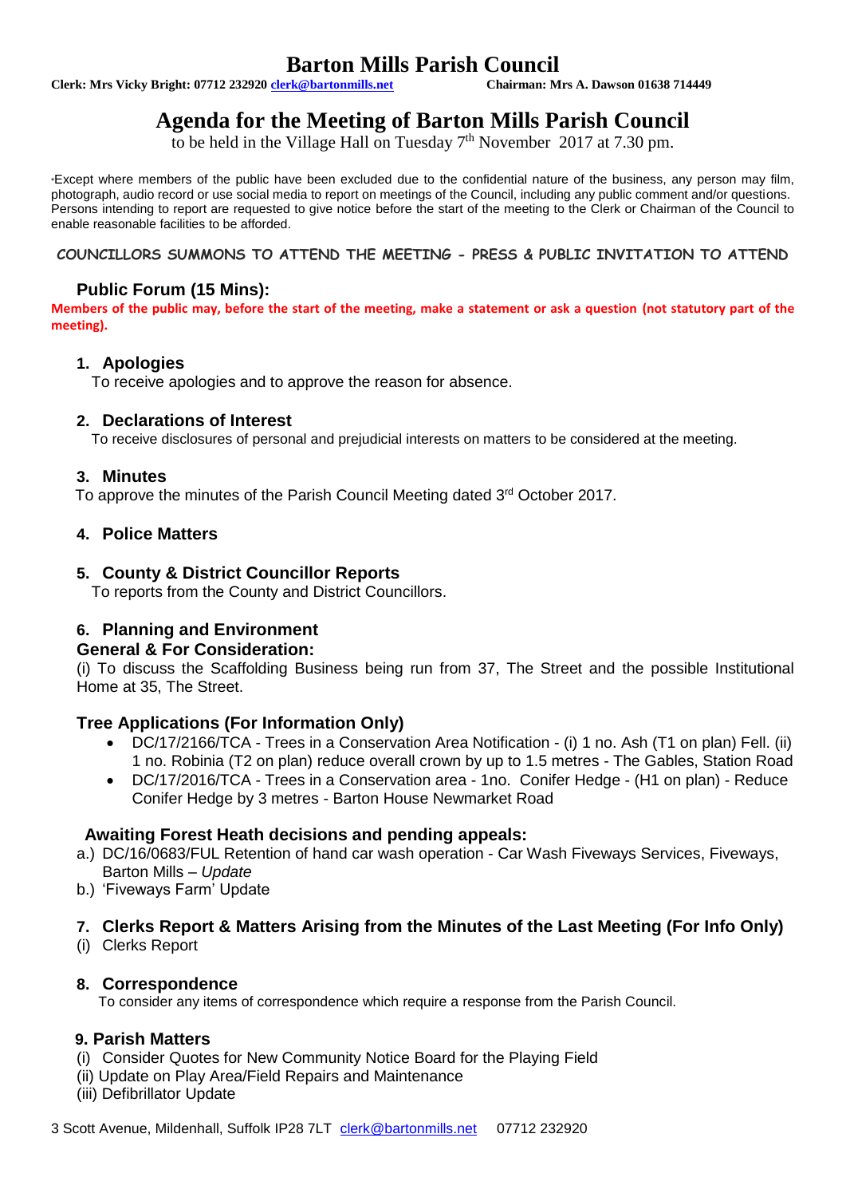# Barton Mills Parish Council

**Clerk: Mrs Vicky Bright: 07712 232920 clerk@bartonmills.net** **Chairman: Mrs A. Dawson 01638 714449**

## Agenda for the Meeting of Barton Mills Parish Council

to be held in the Village Hall on Tuesday 7th November 2017 at 7.30 pm.

*Except where members of the public have been excluded due to the confidential nature of the business, any person may film, photograph, audio record or use social media to report on meetings of the Council, including any public comment and/or questions. Persons intending to report are requested to give notice before the start of the meeting to the Clerk or Chairman of the Council to enable reasonable facilities to be afforded.

**COUNCILLORS SUMMONS TO ATTEND THE MEETING - PRESS & PUBLIC INVITATION TO ATTEND**

### Public Forum (15 Mins):

**Members of the public may, before the start of the meeting, make a statement or ask a question (not statutory part of the meeting).**

### 1. Apologies

To receive apologies and to approve the reason for absence.

### 2. Declarations of Interest

To receive disclosures of personal and prejudicial interests on matters to be considered at the meeting.

### 3. Minutes

To approve the minutes of the Parish Council Meeting dated 3rd October 2017.

### 4. Police Matters

### 5. County & District Councillor Reports

To reports from the County and District Councillors.

### 6. Planning and Environment

**General & For Consideration:**

(i) To discuss the Scaffolding Business being run from 37, The Street and the possible Institutional Home at 35, The Street.

**Tree Applications (For Information Only)**

- DC/17/2166/TCA - Trees in a Conservation Area Notification - (i) 1 no. Ash (T1 on plan) Fell. (ii) 1 no. Robinia (T2 on plan) reduce overall crown by up to 1.5 metres - The Gables, Station Road
- DC/17/2016/TCA - Trees in a Conservation area - 1no. Conifer Hedge - (H1 on plan) - Reduce Conifer Hedge by 3 metres - Barton House Newmarket Road

**Awaiting Forest Heath decisions and pending appeals:**

a.) DC/16/0683/FUL Retention of hand car wash operation - Car Wash Fiveways Services, Fiveways, Barton Mills – *Update*

b.) 'Fiveways Farm' Update

### 7. Clerks Report & Matters Arising from the Minutes of the Last Meeting (For Info Only)

(i) Clerks Report

### 8. Correspondence

To consider any items of correspondence which require a response from the Parish Council.

### 9. Parish Matters

(i) Consider Quotes for New Community Notice Board for the Playing Field

(ii) Update on Play Area/Field Repairs and Maintenance

(iii) Defibrillator Update

3 Scott Avenue, Mildenhall, Suffolk IP28 7LT clerk@bartonmills.net 07712 232920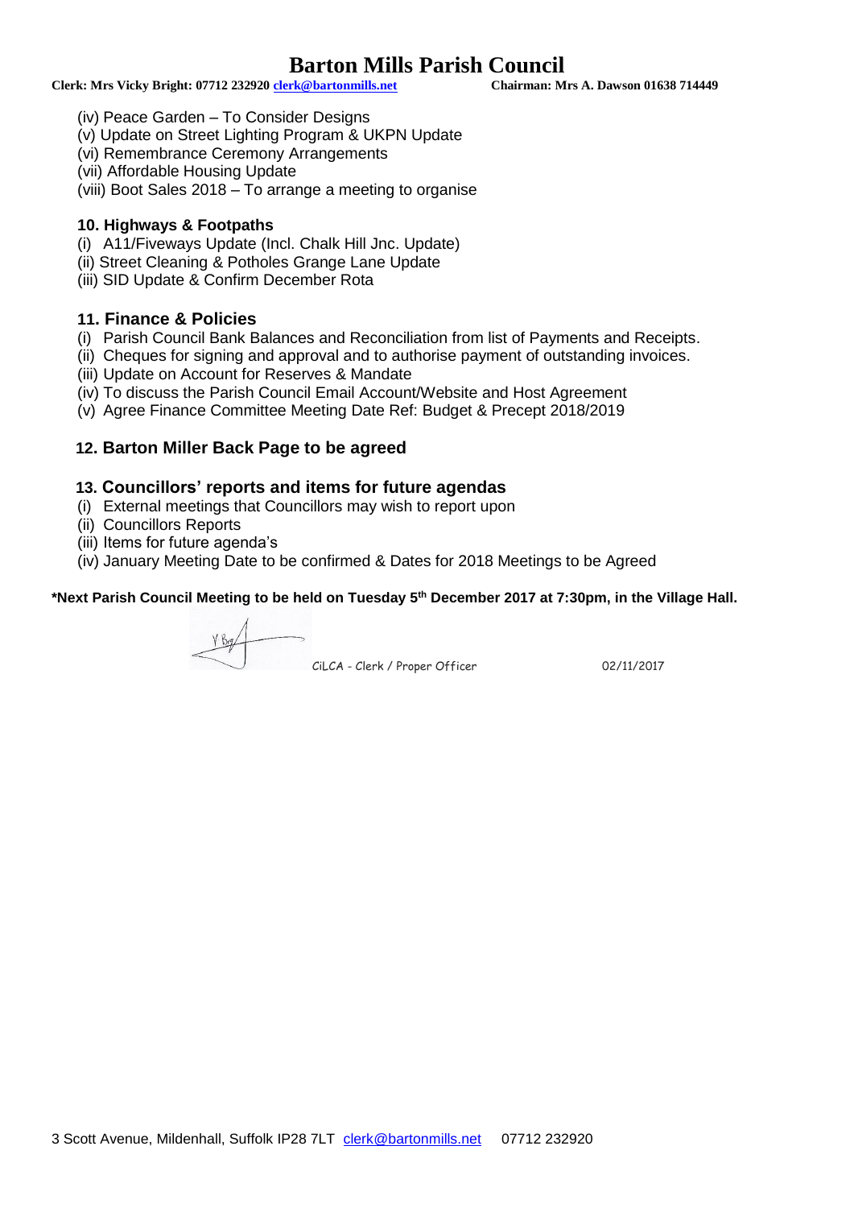# Barton Mills Parish Council

**Clerk: Mrs Vicky Bright: 07712 232920 clerk@bartonmills.net** **Chairman: Mrs A. Dawson 01638 714449**

(iv) Peace Garden – To Consider Designs
(v) Update on Street Lighting Program & UKPN Update
(vi) Remembrance Ceremony Arrangements
(vii) Affordable Housing Update
(viii) Boot Sales 2018 – To arrange a meeting to organise

**10. Highways & Footpaths**

(i) A11/Fiveways Update (Incl. Chalk Hill Jnc. Update)
(ii) Street Cleaning & Potholes Grange Lane Update
(iii) SID Update & Confirm December Rota

**11. Finance & Policies**

(i) Parish Council Bank Balances and Reconciliation from list of Payments and Receipts.
(ii) Cheques for signing and approval and to authorise payment of outstanding invoices.
(iii) Update on Account for Reserves & Mandate
(iv) To discuss the Parish Council Email Account/Website and Host Agreement
(v) Agree Finance Committee Meeting Date Ref: Budget & Precept 2018/2019

**12. Barton Miller Back Page to be agreed**

**13. Councillors' reports and items for future agendas**

(i) External meetings that Councillors may wish to report upon
(ii) Councillors Reports
(iii) Items for future agenda's
(iv) January Meeting Date to be confirmed & Dates for 2018 Meetings to be Agreed

***Next Parish Council Meeting to be held on Tuesday 5th December 2017 at 7:30pm, in the Village Hall.**

CiLCA - Clerk / Proper Officer 02/11/2017

3 Scott Avenue, Mildenhall, Suffolk IP28 7LT clerk@bartonmills.net 07712 232920